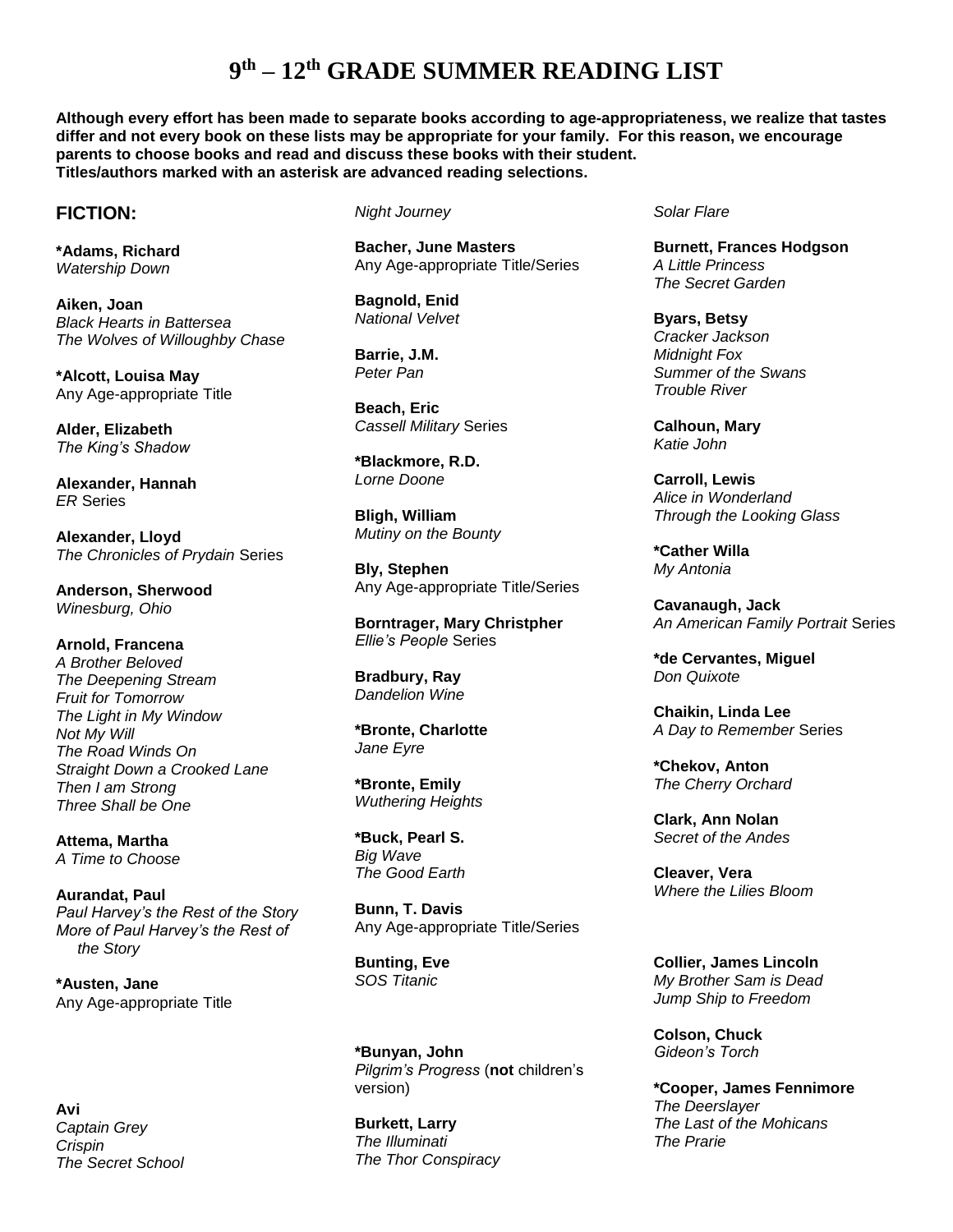# 9th – 12th GRADE SUMMER READING LIST

**Although every effort has been made to separate books according to age-appropriateness, we realize that tastes differ and not every book on these lists may be appropriate for your family. For this reason, we encourage parents to choose books and read and discuss these books with their student. Titles/authors marked with an asterisk are advanced reading selections.**

## FICTION:

**\*Adams, Richard**
*Watership Down*

**Aiken, Joan**
*Black Hearts in Battersea*
*The Wolves of Willoughby Chase*

**\*Alcott, Louisa May**
Any Age-appropriate Title

**Alder, Elizabeth**
*The King's Shadow*

**Alexander, Hannah**
*ER* Series

**Alexander, Lloyd**
*The Chronicles of Prydain* Series

**Anderson, Sherwood**
*Winesburg, Ohio*

**Arnold, Francena**
*A Brother Beloved*
*The Deepening Stream*
*Fruit for Tomorrow*
*The Light in My Window*
*Not My Will*
*The Road Winds On*
*Straight Down a Crooked Lane*
*Then I am Strong*
*Three Shall be One*

**Attema, Martha**
*A Time to Choose*

**Aurandat, Paul**
*Paul Harvey's the Rest of the Story*
*More of Paul Harvey's the Rest of the Story*

**\*Austen, Jane**
Any Age-appropriate Title

**Avi**
*Captain Grey*
*Crispin*
*The Secret School*
*Night Journey*

**Bacher, June Masters**
Any Age-appropriate Title/Series

**Bagnold, Enid**
*National Velvet*

**Barrie, J.M.**
*Peter Pan*

**Beach, Eric**
*Cassell Military* Series

**\*Blackmore, R.D.**
*Lorne Doone*

**Bligh, William**
*Mutiny on the Bounty*

**Bly, Stephen**
Any Age-appropriate Title/Series

**Borntrager, Mary Christpher**
*Ellie's People* Series

**Bradbury, Ray**
*Dandelion Wine*

**\*Bronte, Charlotte**
*Jane Eyre*

**\*Bronte, Emily**
*Wuthering Heights*

**\*Buck, Pearl S.**
*Big Wave*
*The Good Earth*

**Bunn, T. Davis**
Any Age-appropriate Title/Series

**Bunting, Eve**
*SOS Titanic*

**\*Bunyan, John**
*Pilgrim's Progress* (**not** children's version)

**Burkett, Larry**
*The Illuminati*
*The Thor Conspiracy*
*Solar Flare*

**Burnett, Frances Hodgson**
*A Little Princess*
*The Secret Garden*

**Byars, Betsy**
*Cracker Jackson*
*Midnight Fox*
*Summer of the Swans*
*Trouble River*

**Calhoun, Mary**
*Katie John*

**Carroll, Lewis**
*Alice in Wonderland*
*Through the Looking Glass*

**\*Cather Willa**
*My Antonia*

**Cavanaugh, Jack**
*An American Family Portrait* Series

**\*de Cervantes, Miguel**
*Don Quixote*

**Chaikin, Linda Lee**
*A Day to Remember* Series

**\*Chekov, Anton**
*The Cherry Orchard*

**Clark, Ann Nolan**
*Secret of the Andes*

**Cleaver, Vera**
*Where the Lilies Bloom*

**Collier, James Lincoln**
*My Brother Sam is Dead*
*Jump Ship to Freedom*

**Colson, Chuck**
*Gideon's Torch*

**\*Cooper, James Fennimore**
*The Deerslayer*
*The Last of the Mohicans*
*The Prarie*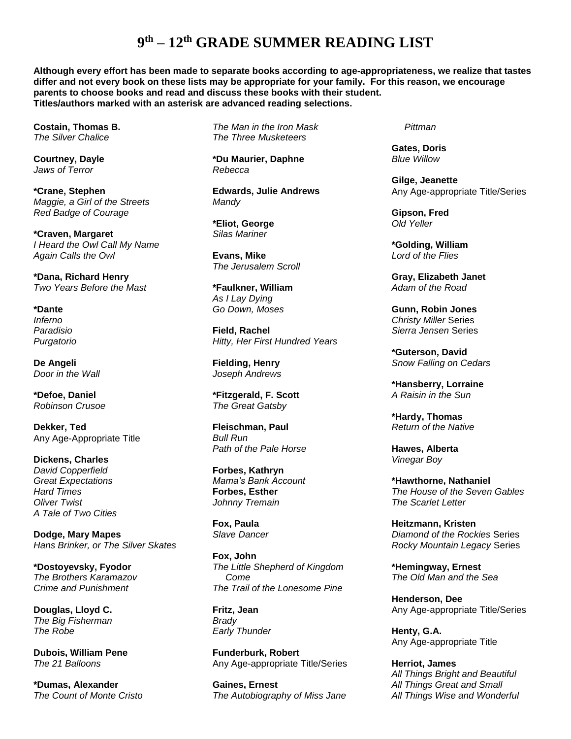# 9th – 12th GRADE SUMMER READING LIST

**Although every effort has been made to separate books according to age-appropriateness, we realize that tastes differ and not every book on these lists may be appropriate for your family. For this reason, we encourage parents to choose books and read and discuss these books with their student.**
**Titles/authors marked with an asterisk are advanced reading selections.**

**Costain, Thomas B.**
*The Silver Chalice*

**Courtney, Dayle**
*Jaws of Terror*

***Crane, Stephen**
*Maggie, a Girl of the Streets*
*Red Badge of Courage*

***Craven, Margaret**
*I Heard the Owl Call My Name*
*Again Calls the Owl*

***Dana, Richard Henry**
*Two Years Before the Mast*

***Dante**
*Inferno*
*Paradisio*
*Purgatorio*

**De Angeli**
*Door in the Wall*

***Defoe, Daniel**
*Robinson Crusoe*

**Dekker, Ted**
Any Age-Appropriate Title

**Dickens, Charles**
*David Copperfield*
*Great Expectations*
*Hard Times*
*Oliver Twist*
*A Tale of Two Cities*

**Dodge, Mary Mapes**
*Hans Brinker, or The Silver Skates*

***Dostoyevsky, Fyodor**
*The Brothers Karamazov*
*Crime and Punishment*

**Douglas, Lloyd C.**
*The Big Fisherman*
*The Robe*

**Dubois, William Pene**
*The 21 Balloons*

***Dumas, Alexander**
*The Count of Monte Cristo*
*The Man in the Iron Mask*
*The Three Musketeers*

***Du Maurier, Daphne**
*Rebecca*

**Edwards, Julie Andrews**
*Mandy*

***Eliot, George**
*Silas Mariner*

**Evans, Mike**
*The Jerusalem Scroll*

***Faulkner, William**
*As I Lay Dying*
*Go Down, Moses*

**Field, Rachel**
*Hitty, Her First Hundred Years*

**Fielding, Henry**
*Joseph Andrews*

***Fitzgerald, F. Scott**
*The Great Gatsby*

**Fleischman, Paul**
*Bull Run*
*Path of the Pale Horse*

**Forbes, Kathryn**
*Mama's Bank Account*

**Forbes, Esther**
*Johnny Tremain*

**Fox, Paula**
*Slave Dancer*

**Fox, John**
*The Little Shepherd of Kingdom Come*
*The Trail of the Lonesome Pine*

**Fritz, Jean**
*Brady*
*Early Thunder*

**Funderburk, Robert**
Any Age-appropriate Title/Series

**Gaines, Ernest**
*The Autobiography of Miss Jane Pittman*

**Gates, Doris**
*Blue Willow*

**Gilge, Jeanette**
Any Age-appropriate Title/Series

**Gipson, Fred**
*Old Yeller*

***Golding, William**
*Lord of the Flies*

**Gray, Elizabeth Janet**
*Adam of the Road*

**Gunn, Robin Jones**
*Christy Miller* Series
*Sierra Jensen* Series

***Guterson, David**
*Snow Falling on Cedars*

***Hansberry, Lorraine**
*A Raisin in the Sun*

***Hardy, Thomas**
*Return of the Native*

**Hawes, Alberta**
*Vinegar Boy*

***Hawthorne, Nathaniel**
*The House of the Seven Gables*
*The Scarlet Letter*

**Heitzmann, Kristen**
*Diamond of the Rockies* Series
*Rocky Mountain Legacy* Series

***Hemingway, Ernest**
*The Old Man and the Sea*

**Henderson, Dee**
Any Age-appropriate Title/Series

**Henty, G.A.**
Any Age-appropriate Title

**Herriot, James**
*All Things Bright and Beautiful*
*All Things Great and Small*
*All Things Wise and Wonderful*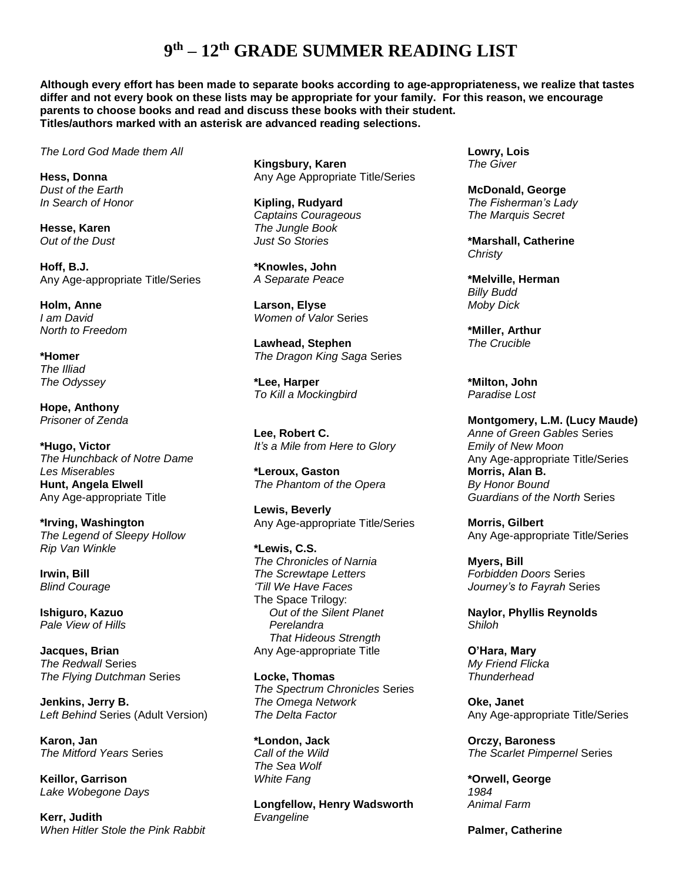# 9th – 12th GRADE SUMMER READING LIST

**Although every effort has been made to separate books according to age-appropriateness, we realize that tastes differ and not every book on these lists may be appropriate for your family. For this reason, we encourage parents to choose books and read and discuss these books with their student.**
**Titles/authors marked with an asterisk are advanced reading selections.**

*The Lord God Made them All*

**Hess, Donna**
*Dust of the Earth*
*In Search of Honor*

**Hesse, Karen**
*Out of the Dust*

**Hoff, B.J.**
Any Age-appropriate Title/Series

**Holm, Anne**
*I am David*
*North to Freedom*

***Homer**
*The Illiad*
*The Odyssey*

**Hope, Anthony**
*Prisoner of Zenda*

***Hugo, Victor**
*The Hunchback of Notre Dame*
*Les Miserables*

**Hunt, Angela Elwell**
Any Age-appropriate Title

***Irving, Washington**
*The Legend of Sleepy Hollow*
*Rip Van Winkle*

**Irwin, Bill**
*Blind Courage*

**Ishiguro, Kazuo**
*Pale View of Hills*

**Jacques, Brian**
*The Redwall* Series
*The Flying Dutchman* Series

**Jenkins, Jerry B.**
*Left Behind* Series (Adult Version)

**Karon, Jan**
*The Mitford Years* Series

**Keillor, Garrison**
*Lake Wobegone Days*

**Kerr, Judith**
*When Hitler Stole the Pink Rabbit*

**Kingsbury, Karen**
Any Age Appropriate Title/Series

**Kipling, Rudyard**
*Captains Courageous*
*The Jungle Book*
*Just So Stories*

***Knowles, John**
*A Separate Peace*

**Larson, Elyse**
*Women of Valor* Series

**Lawhead, Stephen**
*The Dragon King Saga* Series

***Lee, Harper**
*To Kill a Mockingbird*

**Lee, Robert C.**
*It's a Mile from Here to Glory*

***Leroux, Gaston**
*The Phantom of the Opera*

**Lewis, Beverly**
Any Age-appropriate Title/Series

***Lewis, C.S.**
*The Chronicles of Narnia*
*The Screwtape Letters*
*'Till We Have Faces*
The Space Trilogy:
- *Out of the Silent Planet*
- *Perelandra*
- *That Hideous Strength*

Any Age-appropriate Title

**Locke, Thomas**
*The Spectrum Chronicles* Series
*The Omega Network*
*The Delta Factor*

***London, Jack**
*Call of the Wild*
*The Sea Wolf*
*White Fang*

**Longfellow, Henry Wadsworth**
*Evangeline*

**Lowry, Lois**
*The Giver*

**McDonald, George**
*The Fisherman's Lady*
*The Marquis Secret*

***Marshall, Catherine**
*Christy*

***Melville, Herman**
*Billy Budd*
*Moby Dick*

***Miller, Arthur**
*The Crucible*

***Milton, John**
*Paradise Lost*

**Montgomery, L.M. (Lucy Maude)**
*Anne of Green Gables* Series
*Emily of New Moon*
Any Age-appropriate Title/Series

**Morris, Alan B.**
*By Honor Bound*
*Guardians of the North* Series

**Morris, Gilbert**
Any Age-appropriate Title/Series

**Myers, Bill**
*Forbidden Doors* Series
*Journey's to Fayrah* Series

**Naylor, Phyllis Reynolds**
*Shiloh*

**O'Hara, Mary**
*My Friend Flicka*
*Thunderhead*

**Oke, Janet**
Any Age-appropriate Title/Series

**Orczy, Baroness**
*The Scarlet Pimpernel* Series

***Orwell, George**
*1984*
*Animal Farm*

**Palmer, Catherine**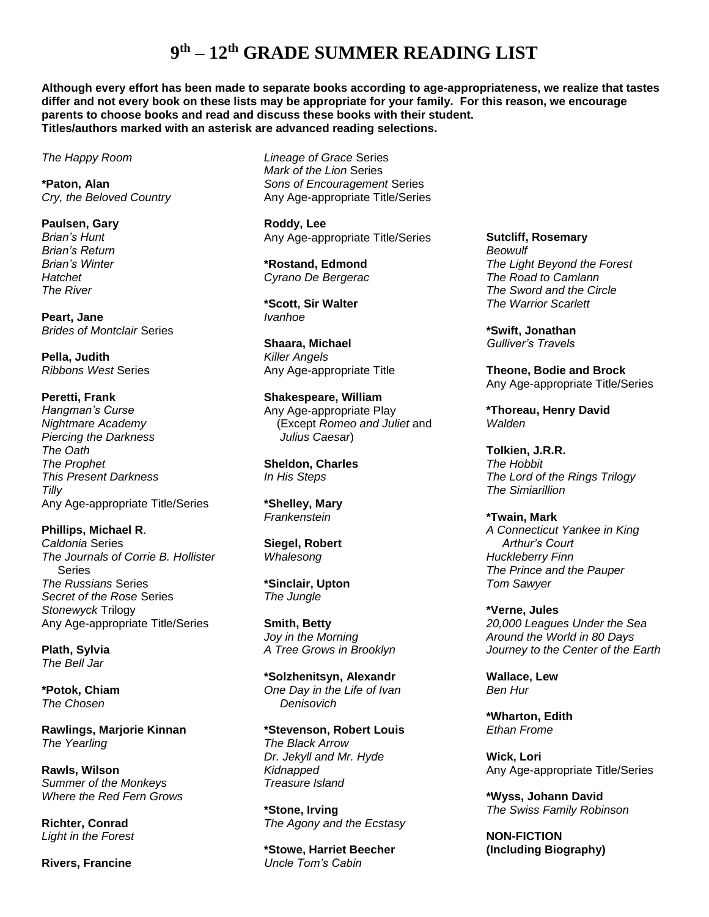# 9th – 12th GRADE SUMMER READING LIST

**Although every effort has been made to separate books according to age-appropriateness, we realize that tastes differ and not every book on these lists may be appropriate for your family. For this reason, we encourage parents to choose books and read and discuss these books with their student.**
**Titles/authors marked with an asterisk are advanced reading selections.**

*The Happy Room*

**\*Paton, Alan**
*Cry, the Beloved Country*

**Paulsen, Gary**
*Brian's Hunt*
*Brian's Return*
*Brian's Winter*
*Hatchet*
*The River*

**Peart, Jane**
*Brides of Montclair* Series

**Pella, Judith**
*Ribbons West* Series

**Peretti, Frank**
*Hangman's Curse*
*Nightmare Academy*
*Piercing the Darkness*
*The Oath*
*The Prophet*
*This Present Darkness*
*Tilly*
Any Age-appropriate Title/Series

**Phillips, Michael R**.
*Caldonia* Series
*The Journals of Corrie B. Hollister* Series
*The Russians* Series
*Secret of the Rose* Series
*Stonewyck* Trilogy
Any Age-appropriate Title/Series

**Plath, Sylvia**
*The Bell Jar*

**\*Potok, Chiam**
*The Chosen*

**Rawlings, Marjorie Kinnan**
*The Yearling*

**Rawls, Wilson**
*Summer of the Monkeys*
*Where the Red Fern Grows*

**Richter, Conrad**
*Light in the Forest*

**Rivers, Francine**
*Lineage of Grace* Series
*Mark of the Lion* Series
*Sons of Encouragement* Series
Any Age-appropriate Title/Series

**Roddy, Lee**
Any Age-appropriate Title/Series

**\*Rostand, Edmond**
*Cyrano De Bergerac*

**\*Scott, Sir Walter**
*Ivanhoe*

**Shaara, Michael**
*Killer Angels*
Any Age-appropriate Title

**Shakespeare, William**
Any Age-appropriate Play (Except *Romeo and Juliet* and *Julius Caesar*)

**Sheldon, Charles**
*In His Steps*

**\*Shelley, Mary**
*Frankenstein*

**Siegel, Robert**
*Whalesong*

**\*Sinclair, Upton**
*The Jungle*

**Smith, Betty**
*Joy in the Morning*
*A Tree Grows in Brooklyn*

**\*Solzhenitsyn, Alexandr**
*One Day in the Life of Ivan Denisovich*

**\*Stevenson, Robert Louis**
*The Black Arrow*
*Dr. Jekyll and Mr. Hyde*
*Kidnapped*
*Treasure Island*

**\*Stone, Irving**
*The Agony and the Ecstasy*

**\*Stowe, Harriet Beecher**
*Uncle Tom's Cabin*

**Sutcliff, Rosemary**
*Beowulf*
*The Light Beyond the Forest*
*The Road to Camlann*
*The Sword and the Circle*
*The Warrior Scarlett*

**\*Swift, Jonathan**
*Gulliver's Travels*

**Theone, Bodie and Brock**
Any Age-appropriate Title/Series

**\*Thoreau, Henry David**
*Walden*

**Tolkien, J.R.R.**
*The Hobbit*
*The Lord of the Rings Trilogy*
*The Simiarillion*

**\*Twain, Mark**
*A Connecticut Yankee in King Arthur's Court*
*Huckleberry Finn*
*The Prince and the Pauper*
*Tom Sawyer*

**\*Verne, Jules**
*20,000 Leagues Under the Sea*
*Around the World in 80 Days*
*Journey to the Center of the Earth*

**Wallace, Lew**
*Ben Hur*

**\*Wharton, Edith**
*Ethan Frome*

**Wick, Lori**
Any Age-appropriate Title/Series

**\*Wyss, Johann David**
*The Swiss Family Robinson*

**NON-FICTION (Including Biography)**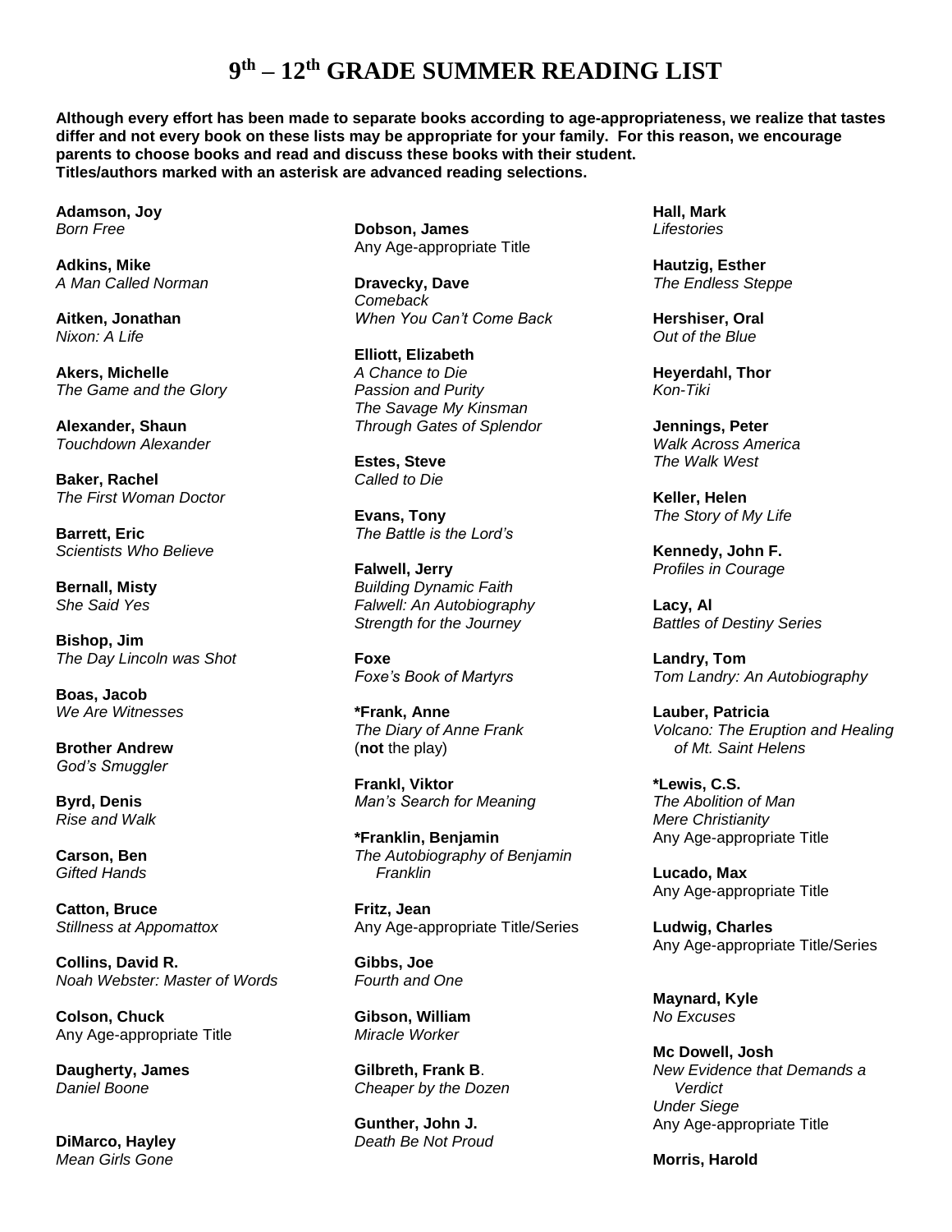# 9th – 12th GRADE SUMMER READING LIST

**Although every effort has been made to separate books according to age-appropriateness, we realize that tastes differ and not every book on these lists may be appropriate for your family. For this reason, we encourage parents to choose books and read and discuss these books with their student.**
**Titles/authors marked with an asterisk are advanced reading selections.**

**Adamson, Joy**
*Born Free*

**Adkins, Mike**
*A Man Called Norman*

**Aitken, Jonathan**
*Nixon: A Life*

**Akers, Michelle**
*The Game and the Glory*

**Alexander, Shaun**
*Touchdown Alexander*

**Baker, Rachel**
*The First Woman Doctor*

**Barrett, Eric**
*Scientists Who Believe*

**Bernall, Misty**
*She Said Yes*

**Bishop, Jim**
*The Day Lincoln was Shot*

**Boas, Jacob**
*We Are Witnesses*

**Brother Andrew**
*God's Smuggler*

**Byrd, Denis**
*Rise and Walk*

**Carson, Ben**
*Gifted Hands*

**Catton, Bruce**
*Stillness at Appomattox*

**Collins, David R.**
*Noah Webster: Master of Words*

**Colson, Chuck**
Any Age-appropriate Title

**Daugherty, James**
*Daniel Boone*

**DiMarco, Hayley**
*Mean Girls Gone*

**Dobson, James**
Any Age-appropriate Title

**Dravecky, Dave**
*Comeback*
*When You Can't Come Back*

**Elliott, Elizabeth**
*A Chance to Die*
*Passion and Purity*
*The Savage My Kinsman*
*Through Gates of Splendor*

**Estes, Steve**
*Called to Die*

**Evans, Tony**
*The Battle is the Lord's*

**Falwell, Jerry**
*Building Dynamic Faith*
*Falwell: An Autobiography*
*Strength for the Journey*

**Foxe**
*Foxe's Book of Martyrs*

***Frank, Anne**
*The Diary of Anne Frank*
(**not** the play)

**Frankl, Viktor**
*Man's Search for Meaning*

***Franklin, Benjamin**
*The Autobiography of Benjamin Franklin*

**Fritz, Jean**
Any Age-appropriate Title/Series

**Gibbs, Joe**
*Fourth and One*

**Gibson, William**
*Miracle Worker*

**Gilbreth, Frank B.**
*Cheaper by the Dozen*

**Gunther, John J.**
*Death Be Not Proud*

**Hall, Mark**
*Lifestories*

**Hautzig, Esther**
*The Endless Steppe*

**Hershiser, Oral**
*Out of the Blue*

**Heyerdahl, Thor**
*Kon-Tiki*

**Jennings, Peter**
*Walk Across America*
*The Walk West*

**Keller, Helen**
*The Story of My Life*

**Kennedy, John F.**
*Profiles in Courage*

**Lacy, Al**
*Battles of Destiny Series*

**Landry, Tom**
*Tom Landry: An Autobiography*

**Lauber, Patricia**
*Volcano: The Eruption and Healing of Mt. Saint Helens*

***Lewis, C.S.**
*The Abolition of Man*
*Mere Christianity*
Any Age-appropriate Title

**Lucado, Max**
Any Age-appropriate Title

**Ludwig, Charles**
Any Age-appropriate Title/Series

**Maynard, Kyle**
*No Excuses*

**Mc Dowell, Josh**
*New Evidence that Demands a Verdict*
*Under Siege*
Any Age-appropriate Title

**Morris, Harold**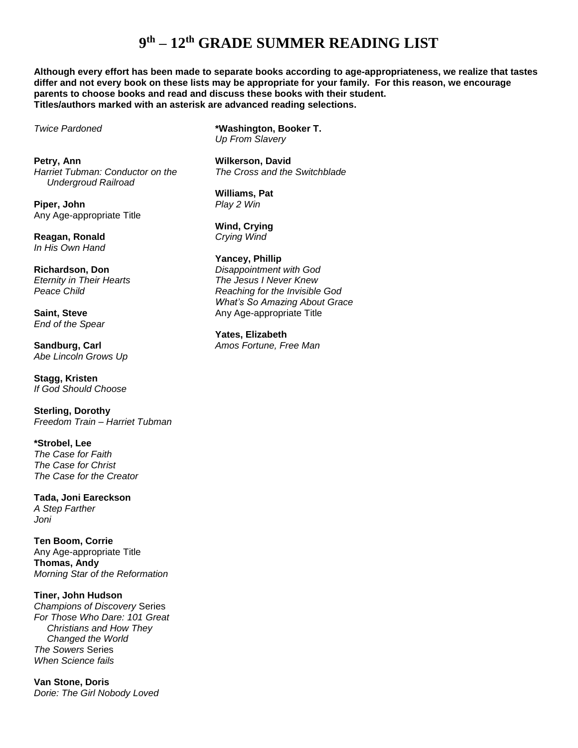# 9th – 12th GRADE SUMMER READING LIST

**Although every effort has been made to separate books according to age-appropriateness, we realize that tastes differ and not every book on these lists may be appropriate for your family. For this reason, we encourage parents to choose books and read and discuss these books with their student.**
**Titles/authors marked with an asterisk are advanced reading selections.**

*Twice Pardoned*

**Petry, Ann**
*Harriet Tubman: Conductor on the Undergroud Railroad*

**Piper, John**
Any Age-appropriate Title

**Reagan, Ronald**
*In His Own Hand*

**Richardson, Don**
*Eternity in Their Hearts*
*Peace Child*

**Saint, Steve**
*End of the Spear*

**Sandburg, Carl**
*Abe Lincoln Grows Up*

**Stagg, Kristen**
*If God Should Choose*

**Sterling, Dorothy**
*Freedom Train – Harriet Tubman*

**\*Strobel, Lee**
*The Case for Faith*
*The Case for Christ*
*The Case for the Creator*

**Tada, Joni Eareckson**
*A Step Farther*
*Joni*

**Ten Boom, Corrie**
Any Age-appropriate Title

**Thomas, Andy**
*Morning Star of the Reformation*

**Tiner, John Hudson**
*Champions of Discovery* Series
*For Those Who Dare: 101 Great Christians and How They Changed the World*
*The Sowers* Series
*When Science fails*

**Van Stone, Doris**
*Dorie: The Girl Nobody Loved*

**\*Washington, Booker T.**
*Up From Slavery*

**Wilkerson, David**
*The Cross and the Switchblade*

**Williams, Pat**
*Play 2 Win*

**Wind, Crying**
*Crying Wind*

**Yancey, Phillip**
*Disappointment with God*
*The Jesus I Never Knew*
*Reaching for the Invisible God*
*What's So Amazing About Grace*
Any Age-appropriate Title

**Yates, Elizabeth**
*Amos Fortune, Free Man*